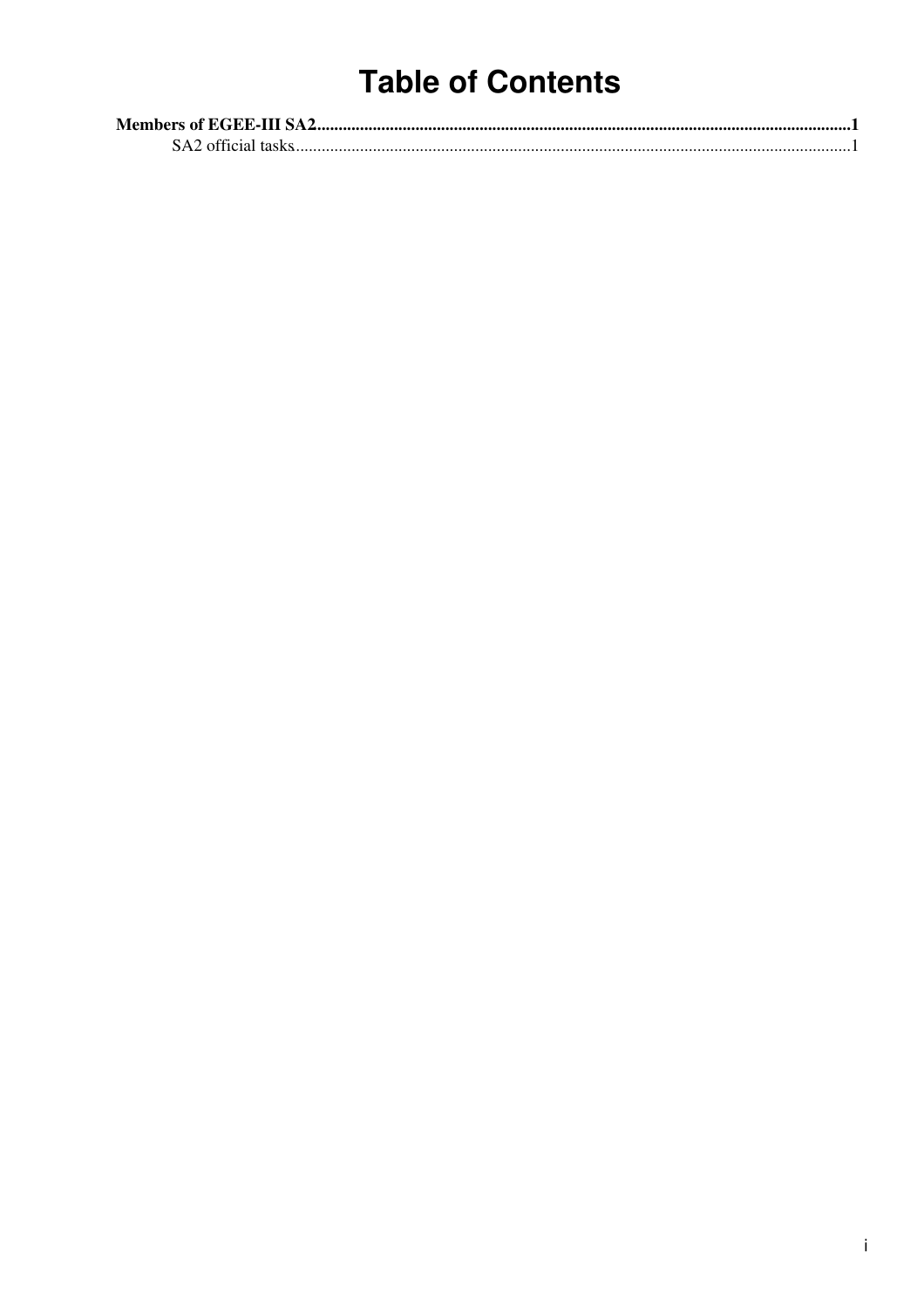# Table of Contents

**Members of EGEE-III SA2**..........................................................................................................................1

SA2 official tasks..........................................................................................................................1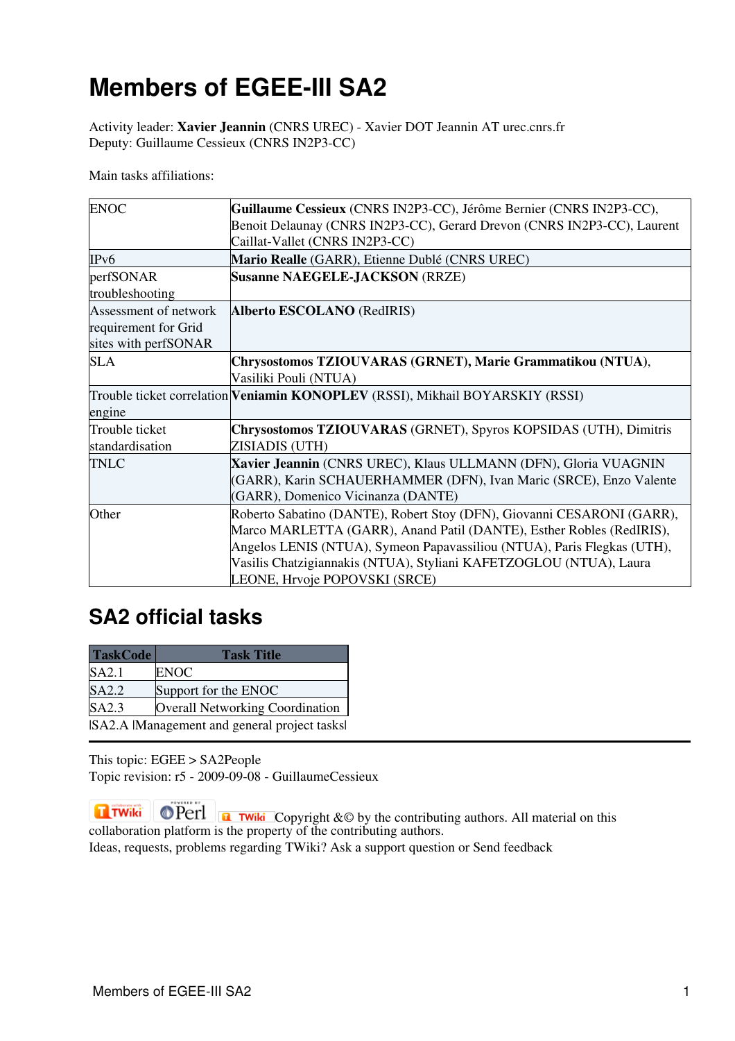# Members of EGEE-III SA2

Activity leader: **Xavier Jeannin** (CNRS UREC) - Xavier DOT Jeannin AT urec.cnrs.fr
Deputy: Guillaume Cessieux (CNRS IN2P3-CC)

Main tasks affiliations:

| | |
|---|---|
| ENOC | **Guillaume Cessieux** (CNRS IN2P3-CC), Jérôme Bernier (CNRS IN2P3-CC), Benoit Delaunay (CNRS IN2P3-CC), Gerard Drevon (CNRS IN2P3-CC), Laurent Caillat-Vallet (CNRS IN2P3-CC) |
| IPv6 | **Mario Realle** (GARR), Etienne Dublé (CNRS UREC) |
| perfSONAR troubleshooting | **Susanne NAEGELE-JACKSON** (RRZE) |
| Assessment of network requirement for Grid sites with perfSONAR | **Alberto ESCOLANO** (RedIRIS) |
| SLA | **Chrysostomos TZIOUVARAS (GRNET), Marie Grammatikou (NTUA)**, Vasiliki Pouli (NTUA) |
| Trouble ticket correlation engine | **Veniamin KONOPLEV** (RSSI), Mikhail BOYARSKIY (RSSI) |
| Trouble ticket standardisation | **Chrysostomos TZIOUVARAS** (GRNET), Spyros KOPSIDAS (UTH), Dimitris ZISIADIS (UTH) |
| TNLC | **Xavier Jeannin** (CNRS UREC), Klaus ULLMANN (DFN), Gloria VUAGNIN (GARR), Karin SCHAUERHAMMER (DFN), Ivan Maric (SRCE), Enzo Valente (GARR), Domenico Vicinanza (DANTE) |
| Other | Roberto Sabatino (DANTE), Robert Stoy (DFN), Giovanni CESARONI (GARR), Marco MARLETTA (GARR), Anand Patil (DANTE), Esther Robles (RedIRIS), Angelos LENIS (NTUA), Symeon Papavassiliou (NTUA), Paris Flegkas (UTH), Vasilis Chatzigiannakis (NTUA), Styliani KAFETZOGLOU (NTUA), Laura LEONE, Hrvoje POPOVSKI (SRCE) |

## SA2 official tasks

| TaskCode | Task Title |
|---|---|
| SA2.1 | ENOC |
| SA2.2 | Support for the ENOC |
| SA2.3 | Overall Networking Coordination |

|SA2.A |Management and general project tasks|

---

This topic: EGEE > SA2People
Topic revision: r5 - 2009-09-08 - GuillaumeCessieux

Copyright &© by the contributing authors. All material on this collaboration platform is the property of the contributing authors.
Ideas, requests, problems regarding TWiki? Ask a support question or Send feedback